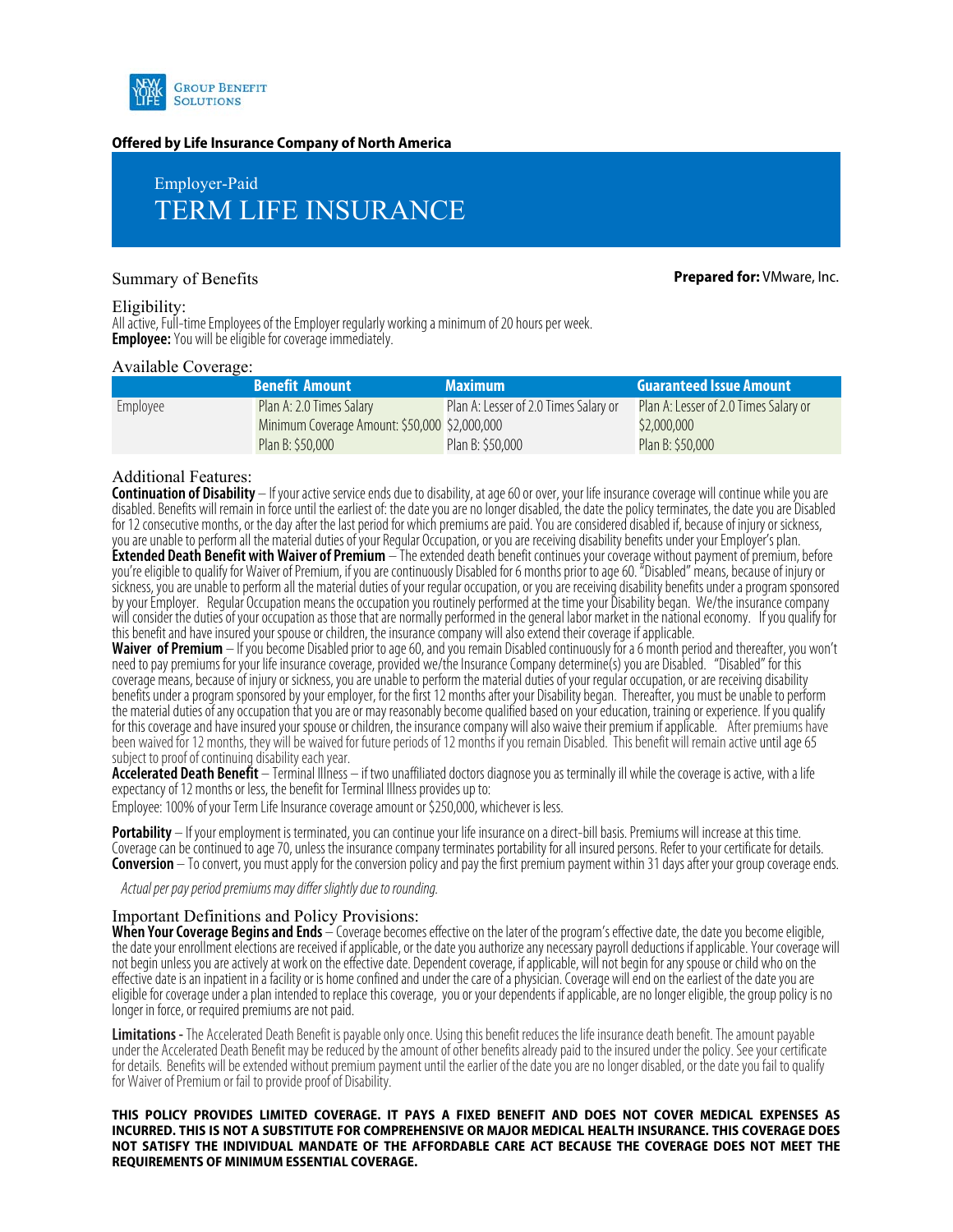NEW YORK LIFE GROUP BENEFIT SOLUTIONS

**Offered by Life Insurance Company of North America**

# Employer-Paid TERM LIFE INSURANCE

## Summary of Benefits

**Prepared for:** VMware, Inc.

### Eligibility:

All active, Full-time Employees of the Employer regularly working a minimum of 20 hours per week.
**Employee:** You will be eligible for coverage immediately.

### Available Coverage:

| | Benefit Amount | Maximum | Guaranteed Issue Amount |
|---|---|---|---|
| Employee | Plan A: 2.0 Times Salary<br>Minimum Coverage Amount: \$50,000<br>Plan B: \$50,000 | Plan A: Lesser of 2.0 Times Salary or \$2,000,000<br>Plan B: \$50,000 | Plan A: Lesser of 2.0 Times Salary or \$2,000,000<br>Plan B: \$50,000 |

### Additional Features:

**Continuation of Disability** – If your active service ends due to disability, at age 60 or over, your life insurance coverage will continue while you are disabled. Benefits will remain in force until the earliest of: the date you are no longer disabled, the date the policy terminates, the date you are Disabled for 12 consecutive months, or the day after the last period for which premiums are paid. You are considered disabled if, because of injury or sickness, you are unable to perform all the material duties of your Regular Occupation, or you are receiving disability benefits under your Employer's plan.
**Extended Death Benefit with Waiver of Premium** – The extended death benefit continues your coverage without payment of premium, before you're eligible to qualify for Waiver of Premium, if you are continuously Disabled for 6 months prior to age 60. "Disabled" means, because of injury or sickness, you are unable to perform all the material duties of your regular occupation, or you are receiving disability benefits under a program sponsored by your Employer. Regular Occupation means the occupation you routinely performed at the time your Disability began. We/the insurance company will consider the duties of your occupation as those that are normally performed in the general labor market in the national economy. If you qualify for this benefit and have insured your spouse or children, the insurance company will also extend their coverage if applicable.
**Waiver of Premium** – If you become Disabled prior to age 60, and you remain Disabled continuously for a 6 month period and thereafter, you won't need to pay premiums for your life insurance coverage, provided we/the Insurance Company determine(s) you are Disabled. "Disabled" for this coverage means, because of injury or sickness, you are unable to perform the material duties of your regular occupation, or are receiving disability benefits under a program sponsored by your employer, for the first 12 months after your Disability began. Thereafter, you must be unable to perform the material duties of any occupation that you are or may reasonably become qualified based on your education, training or experience. If you qualify for this coverage and have insured your spouse or children, the insurance company will also waive their premium if applicable. After premiums have been waived for 12 months, they will be waived for future periods of 12 months if you remain Disabled. This benefit will remain active until age 65 subject to proof of continuing disability each year.
**Accelerated Death Benefit** – Terminal Illness – if two unaffiliated doctors diagnose you as terminally ill while the coverage is active, with a life expectancy of 12 months or less, the benefit for Terminal Illness provides up to:

Employee: 100% of your Term Life Insurance coverage amount or \$250,000, whichever is less.

**Portability** – If your employment is terminated, you can continue your life insurance on a direct-bill basis. Premiums will increase at this time. Coverage can be continued to age 70, unless the insurance company terminates portability for all insured persons. Refer to your certificate for details.
**Conversion** – To convert, you must apply for the conversion policy and pay the first premium payment within 31 days after your group coverage ends.

*Actual per pay period premiums may differ slightly due to rounding.*

### Important Definitions and Policy Provisions:

**When Your Coverage Begins and Ends** – Coverage becomes effective on the later of the program's effective date, the date you become eligible, the date your enrollment elections are received if applicable, or the date you authorize any necessary payroll deductions if applicable. Your coverage will not begin unless you are actively at work on the effective date. Dependent coverage, if applicable, will not begin for any spouse or child who on the effective date is an inpatient in a facility or is home confined and under the care of a physician. Coverage will end on the earliest of the date you are eligible for coverage under a plan intended to replace this coverage, you or your dependents if applicable, are no longer eligible, the group policy is no longer in force, or required premiums are not paid.

**Limitations -** The Accelerated Death Benefit is payable only once. Using this benefit reduces the life insurance death benefit. The amount payable under the Accelerated Death Benefit may be reduced by the amount of other benefits already paid to the insured under the policy. See your certificate for details. Benefits will be extended without premium payment until the earlier of the date you are no longer disabled, or the date you fail to qualify for Waiver of Premium or fail to provide proof of Disability.

**THIS POLICY PROVIDES LIMITED COVERAGE. IT PAYS A FIXED BENEFIT AND DOES NOT COVER MEDICAL EXPENSES AS INCURRED. THIS IS NOT A SUBSTITUTE FOR COMPREHENSIVE OR MAJOR MEDICAL HEALTH INSURANCE. THIS COVERAGE DOES NOT SATISFY THE INDIVIDUAL MANDATE OF THE AFFORDABLE CARE ACT BECAUSE THE COVERAGE DOES NOT MEET THE REQUIREMENTS OF MINIMUM ESSENTIAL COVERAGE.**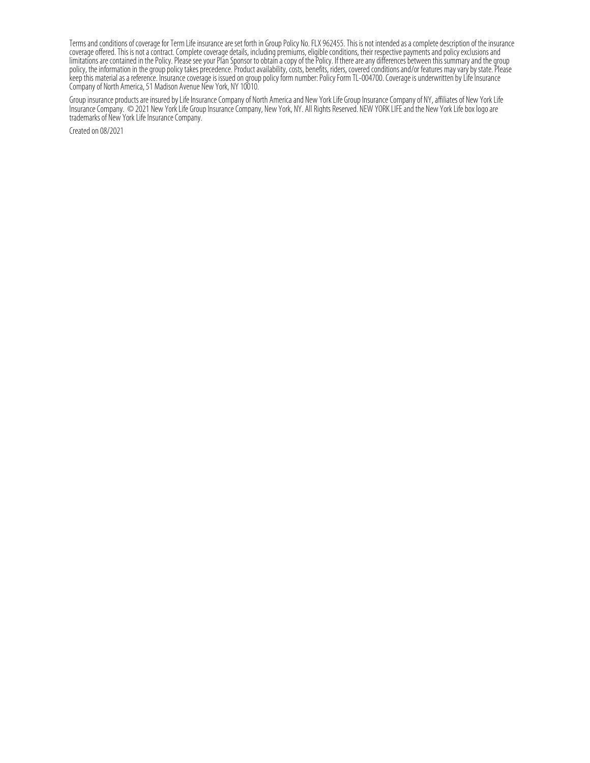Terms and conditions of coverage for Term Life insurance are set forth in Group Policy No. FLX 962455. This is not intended as a complete description of the insurance coverage offered. This is not a contract. Complete coverage details, including premiums, eligible conditions, their respective payments and policy exclusions and limitations are contained in the Policy. Please see your Plan Sponsor to obtain a copy of the Policy. If there are any differences between this summary and the group policy, the information in the group policy takes precedence. Product availability, costs, benefits, riders, covered conditions and/or features may vary by state. Please keep this material as a reference. Insurance coverage is issued on group policy form number: Policy Form TL-004700. Coverage is underwritten by Life Insurance Company of North America, 51 Madison Avenue New York, NY 10010.

Group insurance products are insured by Life Insurance Company of North America and New York Life Group Insurance Company of NY, affiliates of New York Life Insurance Company. © 2021 New York Life Group Insurance Company, New York, NY. All Rights Reserved. NEW YORK LIFE and the New York Life box logo are trademarks of New York Life Insurance Company.

Created on 08/2021